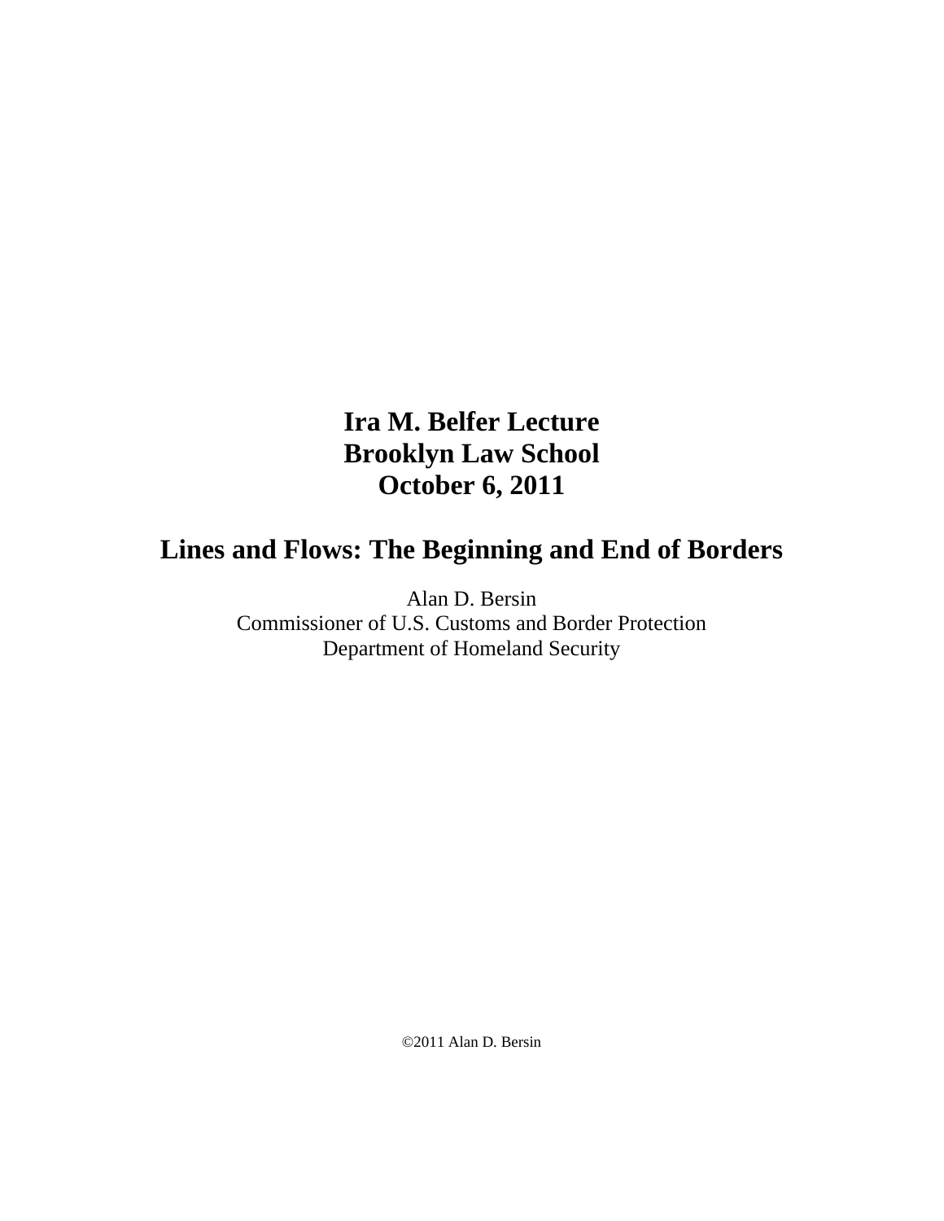# Ira M. Belfer Lecture
# Brooklyn Law School
# October 6, 2011

## Lines and Flows: The Beginning and End of Borders

Alan D. Bersin
Commissioner of U.S. Customs and Border Protection
Department of Homeland Security

©2011 Alan D. Bersin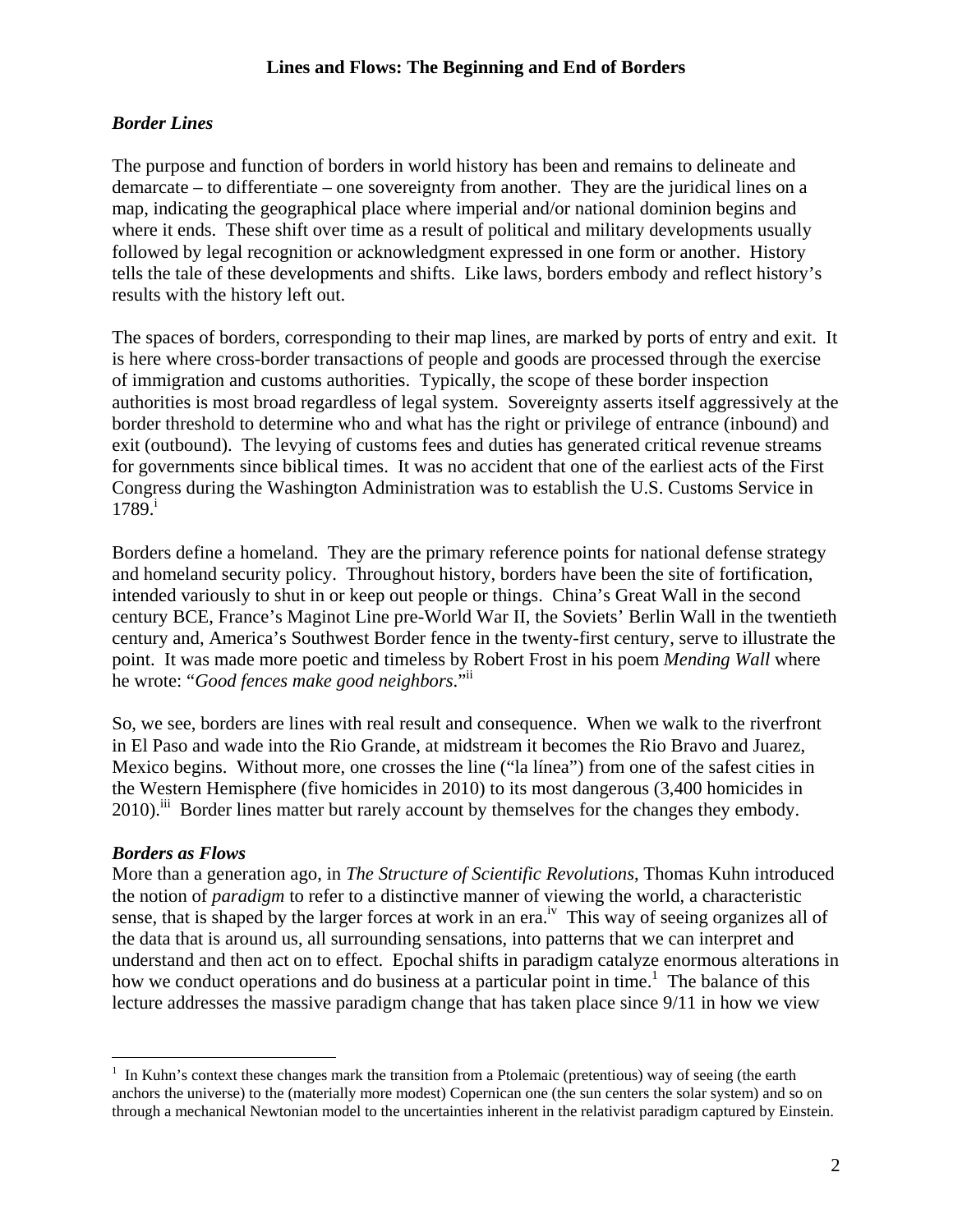# Lines and Flows: The Beginning and End of Borders

### *Border Lines*

The purpose and function of borders in world history has been and remains to delineate and demarcate – to differentiate – one sovereignty from another. They are the juridical lines on a map, indicating the geographical place where imperial and/or national dominion begins and where it ends. These shift over time as a result of political and military developments usually followed by legal recognition or acknowledgment expressed in one form or another. History tells the tale of these developments and shifts. Like laws, borders embody and reflect history's results with the history left out.

The spaces of borders, corresponding to their map lines, are marked by ports of entry and exit. It is here where cross-border transactions of people and goods are processed through the exercise of immigration and customs authorities. Typically, the scope of these border inspection authorities is most broad regardless of legal system. Sovereignty asserts itself aggressively at the border threshold to determine who and what has the right or privilege of entrance (inbound) and exit (outbound). The levying of customs fees and duties has generated critical revenue streams for governments since biblical times. It was no accident that one of the earliest acts of the First Congress during the Washington Administration was to establish the U.S. Customs Service in 1789.[i]

Borders define a homeland. They are the primary reference points for national defense strategy and homeland security policy. Throughout history, borders have been the site of fortification, intended variously to shut in or keep out people or things. China's Great Wall in the second century BCE, France's Maginot Line pre-World War II, the Soviets' Berlin Wall in the twentieth century and, America's Southwest Border fence in the twenty-first century, serve to illustrate the point. It was made more poetic and timeless by Robert Frost in his poem *Mending Wall* where he wrote: "*Good fences make good neighbors*."[ii]

So, we see, borders are lines with real result and consequence. When we walk to the riverfront in El Paso and wade into the Rio Grande, at midstream it becomes the Rio Bravo and Juarez, Mexico begins. Without more, one crosses the line ("la línea") from one of the safest cities in the Western Hemisphere (five homicides in 2010) to its most dangerous (3,400 homicides in 2010).[iii] Border lines matter but rarely account by themselves for the changes they embody.

### *Borders as Flows*

More than a generation ago, in *The Structure of Scientific Revolutions*, Thomas Kuhn introduced the notion of *paradigm* to refer to a distinctive manner of viewing the world, a characteristic sense, that is shaped by the larger forces at work in an era.[iv] This way of seeing organizes all of the data that is around us, all surrounding sensations, into patterns that we can interpret and understand and then act on to effect. Epochal shifts in paradigm catalyze enormous alterations in how we conduct operations and do business at a particular point in time.[1] The balance of this lecture addresses the massive paradigm change that has taken place since 9/11 in how we view

---

[1] In Kuhn's context these changes mark the transition from a Ptolemaic (pretentious) way of seeing (the earth anchors the universe) to the (materially more modest) Copernican one (the sun centers the solar system) and so on through a mechanical Newtonian model to the uncertainties inherent in the relativist paradigm captured by Einstein.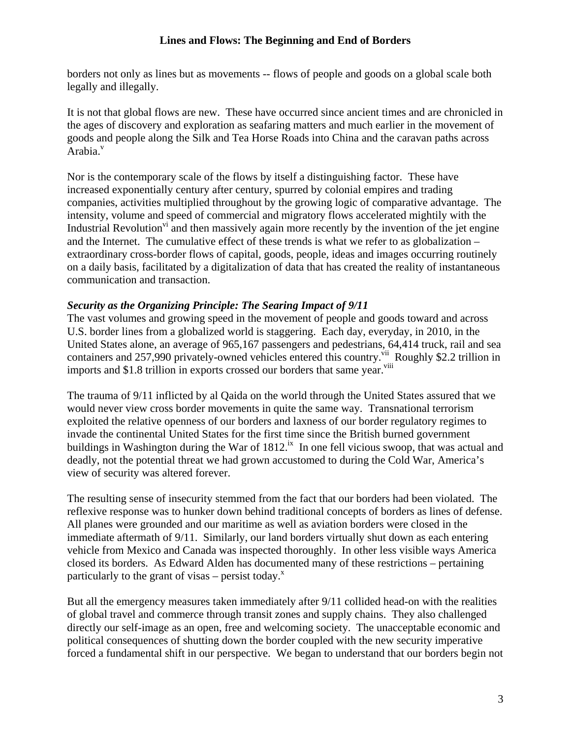borders not only as lines but as movements -- flows of people and goods on a global scale both legally and illegally.

It is not that global flows are new. These have occurred since ancient times and are chronicled in the ages of discovery and exploration as seafaring matters and much earlier in the movement of goods and people along the Silk and Tea Horse Roads into China and the caravan paths across Arabia.[v]

Nor is the contemporary scale of the flows by itself a distinguishing factor. These have increased exponentially century after century, spurred by colonial empires and trading companies, activities multiplied throughout by the growing logic of comparative advantage. The intensity, volume and speed of commercial and migratory flows accelerated mightily with the Industrial Revolution[vi] and then massively again more recently by the invention of the jet engine and the Internet. The cumulative effect of these trends is what we refer to as globalization – extraordinary cross-border flows of capital, goods, people, ideas and images occurring routinely on a daily basis, facilitated by a digitalization of data that has created the reality of instantaneous communication and transaction.

***Security as the Organizing Principle: The Searing Impact of 9/11***

The vast volumes and growing speed in the movement of people and goods toward and across U.S. border lines from a globalized world is staggering. Each day, everyday, in 2010, in the United States alone, an average of 965,167 passengers and pedestrians, 64,414 truck, rail and sea containers and 257,990 privately-owned vehicles entered this country.[vii] Roughly $2.2 trillion in imports and $1.8 trillion in exports crossed our borders that same year.[viii]

The trauma of 9/11 inflicted by al Qaida on the world through the United States assured that we would never view cross border movements in quite the same way. Transnational terrorism exploited the relative openness of our borders and laxness of our border regulatory regimes to invade the continental United States for the first time since the British burned government buildings in Washington during the War of 1812.[ix] In one fell vicious swoop, that was actual and deadly, not the potential threat we had grown accustomed to during the Cold War, America's view of security was altered forever.

The resulting sense of insecurity stemmed from the fact that our borders had been violated. The reflexive response was to hunker down behind traditional concepts of borders as lines of defense. All planes were grounded and our maritime as well as aviation borders were closed in the immediate aftermath of 9/11. Similarly, our land borders virtually shut down as each entering vehicle from Mexico and Canada was inspected thoroughly. In other less visible ways America closed its borders. As Edward Alden has documented many of these restrictions – pertaining particularly to the grant of visas – persist today.[x]

But all the emergency measures taken immediately after 9/11 collided head-on with the realities of global travel and commerce through transit zones and supply chains. They also challenged directly our self-image as an open, free and welcoming society. The unacceptable economic and political consequences of shutting down the border coupled with the new security imperative forced a fundamental shift in our perspective. We began to understand that our borders begin not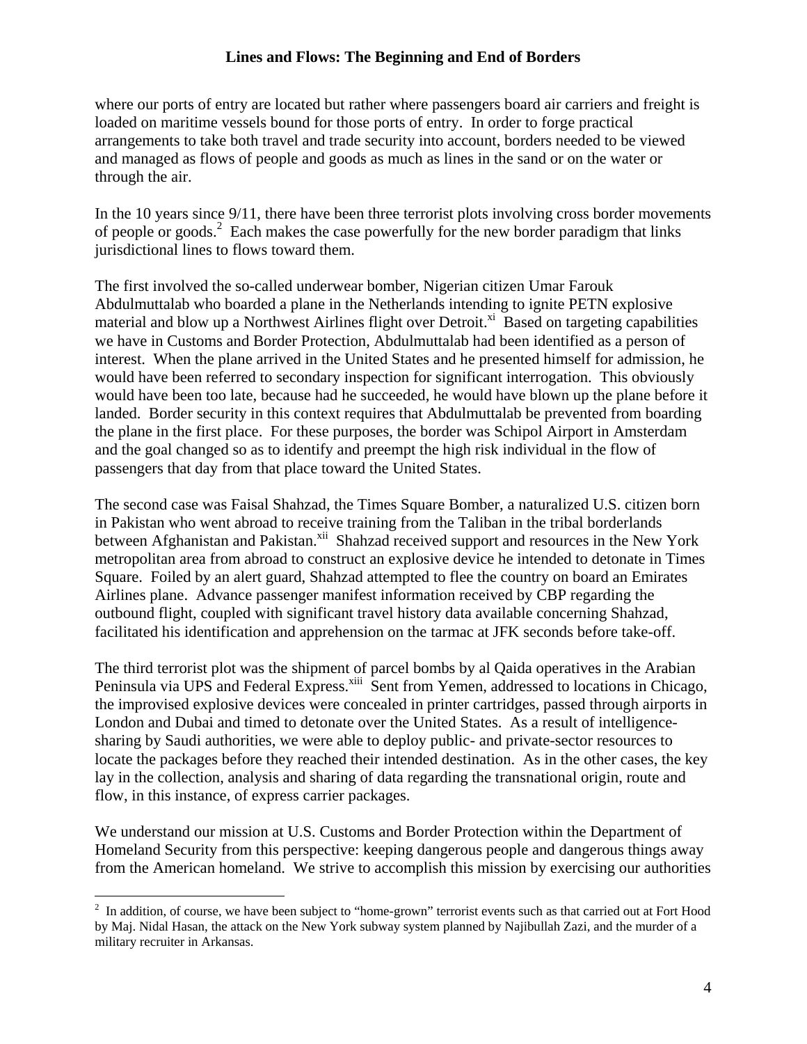where our ports of entry are located but rather where passengers board air carriers and freight is loaded on maritime vessels bound for those ports of entry. In order to forge practical arrangements to take both travel and trade security into account, borders needed to be viewed and managed as flows of people and goods as much as lines in the sand or on the water or through the air.

In the 10 years since 9/11, there have been three terrorist plots involving cross border movements of people or goods.[2] Each makes the case powerfully for the new border paradigm that links jurisdictional lines to flows toward them.

The first involved the so-called underwear bomber, Nigerian citizen Umar Farouk Abdulmuttalab who boarded a plane in the Netherlands intending to ignite PETN explosive material and blow up a Northwest Airlines flight over Detroit.[xi] Based on targeting capabilities we have in Customs and Border Protection, Abdulmuttalab had been identified as a person of interest. When the plane arrived in the United States and he presented himself for admission, he would have been referred to secondary inspection for significant interrogation. This obviously would have been too late, because had he succeeded, he would have blown up the plane before it landed. Border security in this context requires that Abdulmuttalab be prevented from boarding the plane in the first place. For these purposes, the border was Schipol Airport in Amsterdam and the goal changed so as to identify and preempt the high risk individual in the flow of passengers that day from that place toward the United States.

The second case was Faisal Shahzad, the Times Square Bomber, a naturalized U.S. citizen born in Pakistan who went abroad to receive training from the Taliban in the tribal borderlands between Afghanistan and Pakistan.[xii] Shahzad received support and resources in the New York metropolitan area from abroad to construct an explosive device he intended to detonate in Times Square. Foiled by an alert guard, Shahzad attempted to flee the country on board an Emirates Airlines plane. Advance passenger manifest information received by CBP regarding the outbound flight, coupled with significant travel history data available concerning Shahzad, facilitated his identification and apprehension on the tarmac at JFK seconds before take-off.

The third terrorist plot was the shipment of parcel bombs by al Qaida operatives in the Arabian Peninsula via UPS and Federal Express.[xiii] Sent from Yemen, addressed to locations in Chicago, the improvised explosive devices were concealed in printer cartridges, passed through airports in London and Dubai and timed to detonate over the United States. As a result of intelligence-sharing by Saudi authorities, we were able to deploy public- and private-sector resources to locate the packages before they reached their intended destination. As in the other cases, the key lay in the collection, analysis and sharing of data regarding the transnational origin, route and flow, in this instance, of express carrier packages.

We understand our mission at U.S. Customs and Border Protection within the Department of Homeland Security from this perspective: keeping dangerous people and dangerous things away from the American homeland. We strive to accomplish this mission by exercising our authorities

[2] In addition, of course, we have been subject to "home-grown" terrorist events such as that carried out at Fort Hood by Maj. Nidal Hasan, the attack on the New York subway system planned by Najibullah Zazi, and the murder of a military recruiter in Arkansas.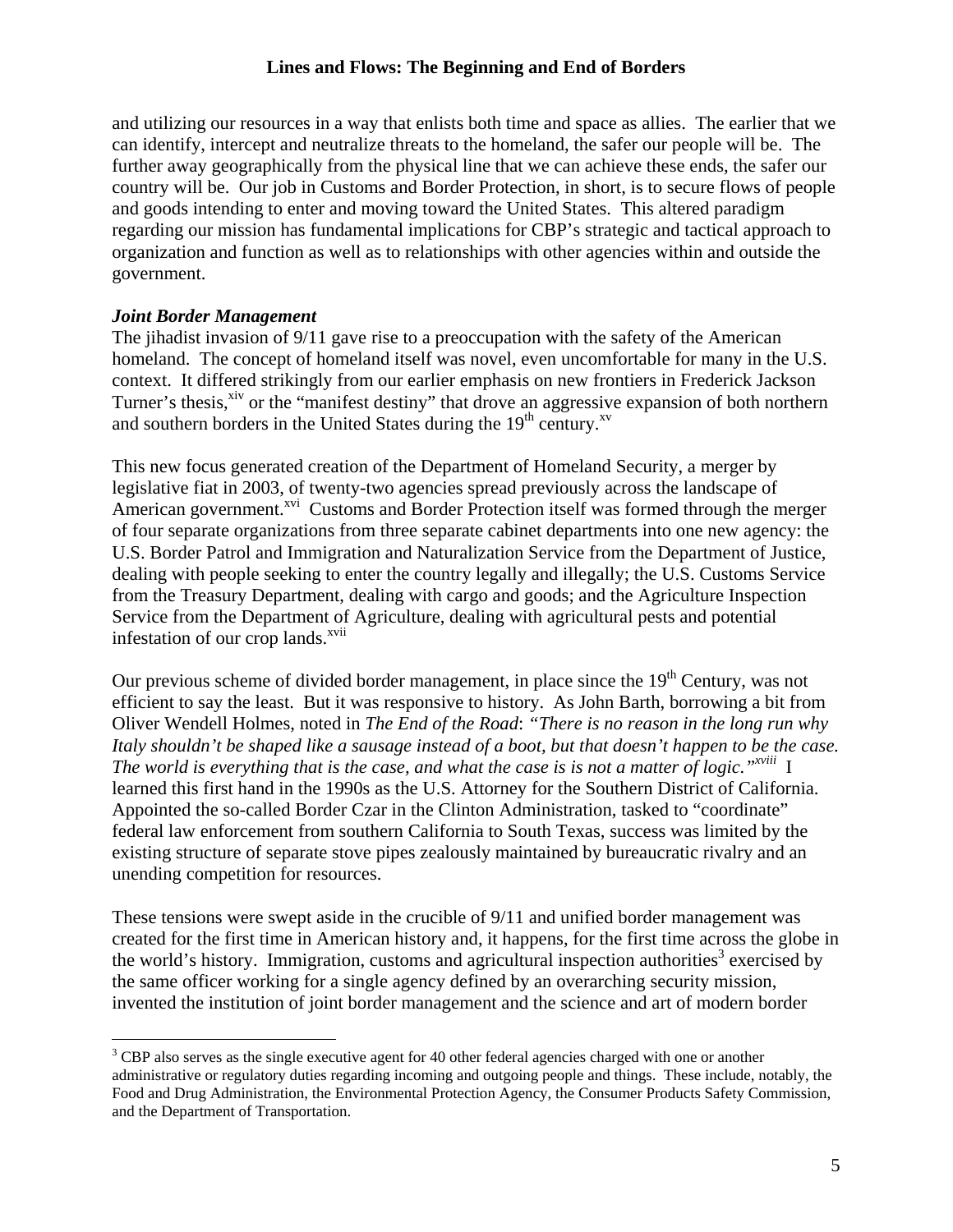and utilizing our resources in a way that enlists both time and space as allies. The earlier that we can identify, intercept and neutralize threats to the homeland, the safer our people will be. The further away geographically from the physical line that we can achieve these ends, the safer our country will be. Our job in Customs and Border Protection, in short, is to secure flows of people and goods intending to enter and moving toward the United States. This altered paradigm regarding our mission has fundamental implications for CBP's strategic and tactical approach to organization and function as well as to relationships with other agencies within and outside the government.

***Joint Border Management***

The jihadist invasion of 9/11 gave rise to a preoccupation with the safety of the American homeland. The concept of homeland itself was novel, even uncomfortable for many in the U.S. context. It differed strikingly from our earlier emphasis on new frontiers in Frederick Jackson Turner's thesis,[xiv] or the "manifest destiny" that drove an aggressive expansion of both northern and southern borders in the United States during the 19th century.[xv]

This new focus generated creation of the Department of Homeland Security, a merger by legislative fiat in 2003, of twenty-two agencies spread previously across the landscape of American government.[xvi] Customs and Border Protection itself was formed through the merger of four separate organizations from three separate cabinet departments into one new agency: the U.S. Border Patrol and Immigration and Naturalization Service from the Department of Justice, dealing with people seeking to enter the country legally and illegally; the U.S. Customs Service from the Treasury Department, dealing with cargo and goods; and the Agriculture Inspection Service from the Department of Agriculture, dealing with agricultural pests and potential infestation of our crop lands.[xvii]

Our previous scheme of divided border management, in place since the 19th Century, was not efficient to say the least. But it was responsive to history. As John Barth, borrowing a bit from Oliver Wendell Holmes, noted in *The End of the Road*: *"There is no reason in the long run why Italy shouldn't be shaped like a sausage instead of a boot, but that doesn't happen to be the case. The world is everything that is the case, and what the case is is not a matter of logic."*[xviii] I learned this first hand in the 1990s as the U.S. Attorney for the Southern District of California. Appointed the so-called Border Czar in the Clinton Administration, tasked to "coordinate" federal law enforcement from southern California to South Texas, success was limited by the existing structure of separate stove pipes zealously maintained by bureaucratic rivalry and an unending competition for resources.

These tensions were swept aside in the crucible of 9/11 and unified border management was created for the first time in American history and, it happens, for the first time across the globe in the world's history. Immigration, customs and agricultural inspection authorities[3] exercised by the same officer working for a single agency defined by an overarching security mission, invented the institution of joint border management and the science and art of modern border

---

[3] CBP also serves as the single executive agent for 40 other federal agencies charged with one or another administrative or regulatory duties regarding incoming and outgoing people and things. These include, notably, the Food and Drug Administration, the Environmental Protection Agency, the Consumer Products Safety Commission, and the Department of Transportation.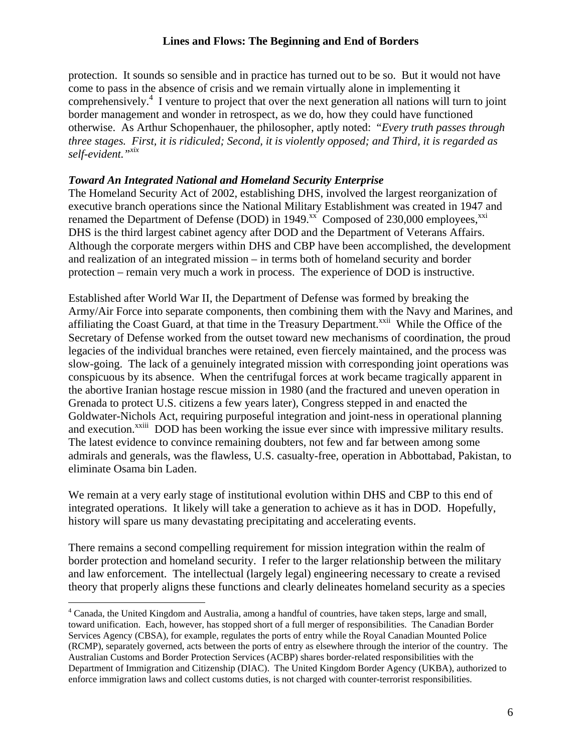protection. It sounds so sensible and in practice has turned out to be so. But it would not have come to pass in the absence of crisis and we remain virtually alone in implementing it comprehensively.[4] I venture to project that over the next generation all nations will turn to joint border management and wonder in retrospect, as we do, how they could have functioned otherwise. As Arthur Schopenhauer, the philosopher, aptly noted: *"Every truth passes through three stages. First, it is ridiculed; Second, it is violently opposed; and Third, it is regarded as self-evident."*[xix]

### *Toward An Integrated National and Homeland Security Enterprise*

The Homeland Security Act of 2002, establishing DHS, involved the largest reorganization of executive branch operations since the National Military Establishment was created in 1947 and renamed the Department of Defense (DOD) in 1949.[xx] Composed of 230,000 employees,[xxi] DHS is the third largest cabinet agency after DOD and the Department of Veterans Affairs. Although the corporate mergers within DHS and CBP have been accomplished, the development and realization of an integrated mission – in terms both of homeland security and border protection – remain very much a work in process. The experience of DOD is instructive.

Established after World War II, the Department of Defense was formed by breaking the Army/Air Force into separate components, then combining them with the Navy and Marines, and affiliating the Coast Guard, at that time in the Treasury Department.[xxii] While the Office of the Secretary of Defense worked from the outset toward new mechanisms of coordination, the proud legacies of the individual branches were retained, even fiercely maintained, and the process was slow-going. The lack of a genuinely integrated mission with corresponding joint operations was conspicuous by its absence. When the centrifugal forces at work became tragically apparent in the abortive Iranian hostage rescue mission in 1980 (and the fractured and uneven operation in Grenada to protect U.S. citizens a few years later), Congress stepped in and enacted the Goldwater-Nichols Act, requiring purposeful integration and joint-ness in operational planning and execution.[xxiii] DOD has been working the issue ever since with impressive military results. The latest evidence to convince remaining doubters, not few and far between among some admirals and generals, was the flawless, U.S. casualty-free, operation in Abbottabad, Pakistan, to eliminate Osama bin Laden.

We remain at a very early stage of institutional evolution within DHS and CBP to this end of integrated operations. It likely will take a generation to achieve as it has in DOD. Hopefully, history will spare us many devastating precipitating and accelerating events.

There remains a second compelling requirement for mission integration within the realm of border protection and homeland security. I refer to the larger relationship between the military and law enforcement. The intellectual (largely legal) engineering necessary to create a revised theory that properly aligns these functions and clearly delineates homeland security as a species

---

[4] Canada, the United Kingdom and Australia, among a handful of countries, have taken steps, large and small, toward unification. Each, however, has stopped short of a full merger of responsibilities. The Canadian Border Services Agency (CBSA), for example, regulates the ports of entry while the Royal Canadian Mounted Police (RCMP), separately governed, acts between the ports of entry as elsewhere through the interior of the country. The Australian Customs and Border Protection Services (ACBP) shares border-related responsibilities with the Department of Immigration and Citizenship (DIAC). The United Kingdom Border Agency (UKBA), authorized to enforce immigration laws and collect customs duties, is not charged with counter-terrorist responsibilities.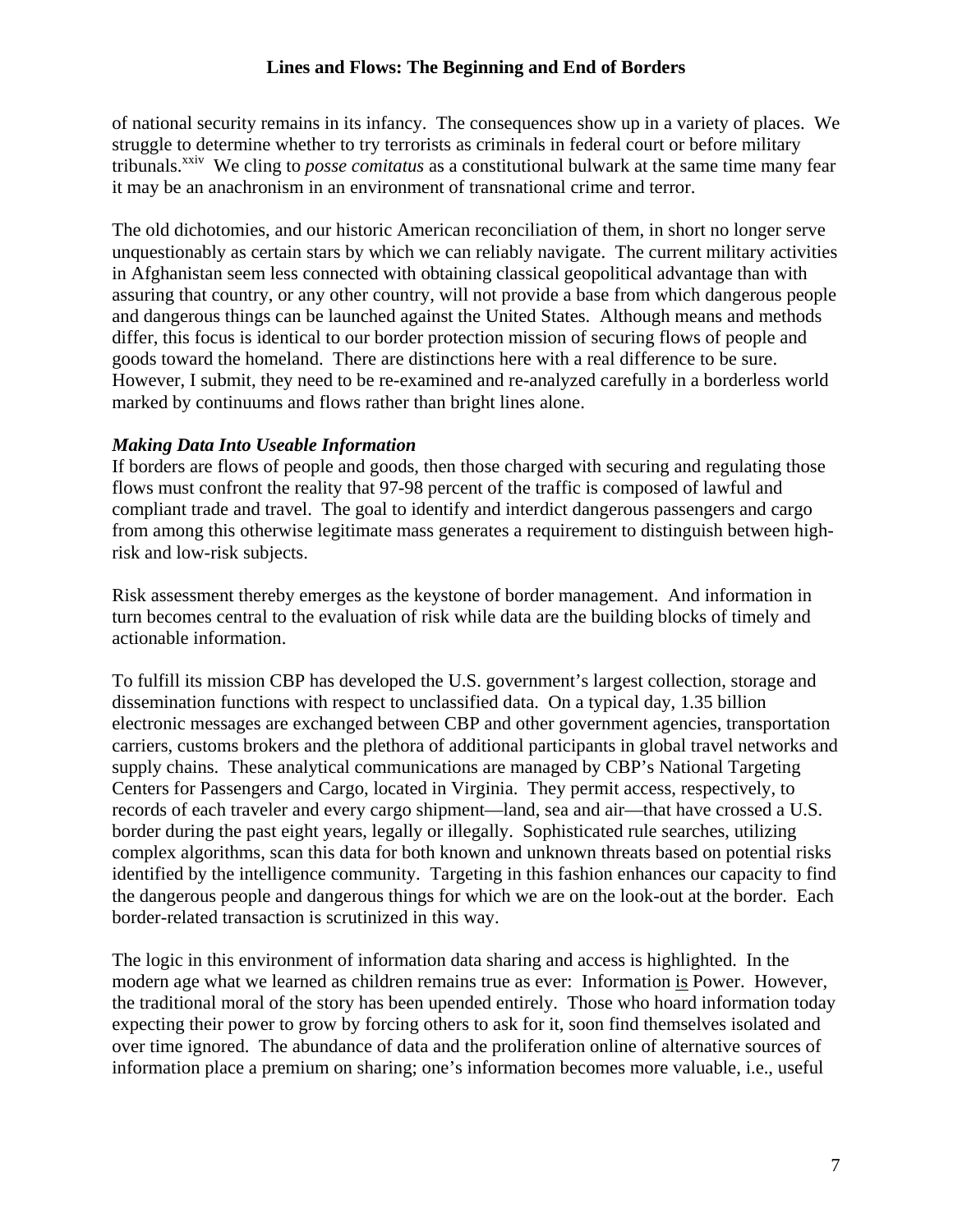of national security remains in its infancy. The consequences show up in a variety of places. We struggle to determine whether to try terrorists as criminals in federal court or before military tribunals.[xxiv] We cling to *posse comitatus* as a constitutional bulwark at the same time many fear it may be an anachronism in an environment of transnational crime and terror.

The old dichotomies, and our historic American reconciliation of them, in short no longer serve unquestionably as certain stars by which we can reliably navigate. The current military activities in Afghanistan seem less connected with obtaining classical geopolitical advantage than with assuring that country, or any other country, will not provide a base from which dangerous people and dangerous things can be launched against the United States. Although means and methods differ, this focus is identical to our border protection mission of securing flows of people and goods toward the homeland. There are distinctions here with a real difference to be sure. However, I submit, they need to be re-examined and re-analyzed carefully in a borderless world marked by continuums and flows rather than bright lines alone.

***Making Data Into Useable Information***

If borders are flows of people and goods, then those charged with securing and regulating those flows must confront the reality that 97-98 percent of the traffic is composed of lawful and compliant trade and travel. The goal to identify and interdict dangerous passengers and cargo from among this otherwise legitimate mass generates a requirement to distinguish between high-risk and low-risk subjects.

Risk assessment thereby emerges as the keystone of border management. And information in turn becomes central to the evaluation of risk while data are the building blocks of timely and actionable information.

To fulfill its mission CBP has developed the U.S. government's largest collection, storage and dissemination functions with respect to unclassified data. On a typical day, 1.35 billion electronic messages are exchanged between CBP and other government agencies, transportation carriers, customs brokers and the plethora of additional participants in global travel networks and supply chains. These analytical communications are managed by CBP's National Targeting Centers for Passengers and Cargo, located in Virginia. They permit access, respectively, to records of each traveler and every cargo shipment—land, sea and air—that have crossed a U.S. border during the past eight years, legally or illegally. Sophisticated rule searches, utilizing complex algorithms, scan this data for both known and unknown threats based on potential risks identified by the intelligence community. Targeting in this fashion enhances our capacity to find the dangerous people and dangerous things for which we are on the look-out at the border. Each border-related transaction is scrutinized in this way.

The logic in this environment of information data sharing and access is highlighted. In the modern age what we learned as children remains true as ever: Information <u>is</u> Power. However, the traditional moral of the story has been upended entirely. Those who hoard information today expecting their power to grow by forcing others to ask for it, soon find themselves isolated and over time ignored. The abundance of data and the proliferation online of alternative sources of information place a premium on sharing; one's information becomes more valuable, i.e., useful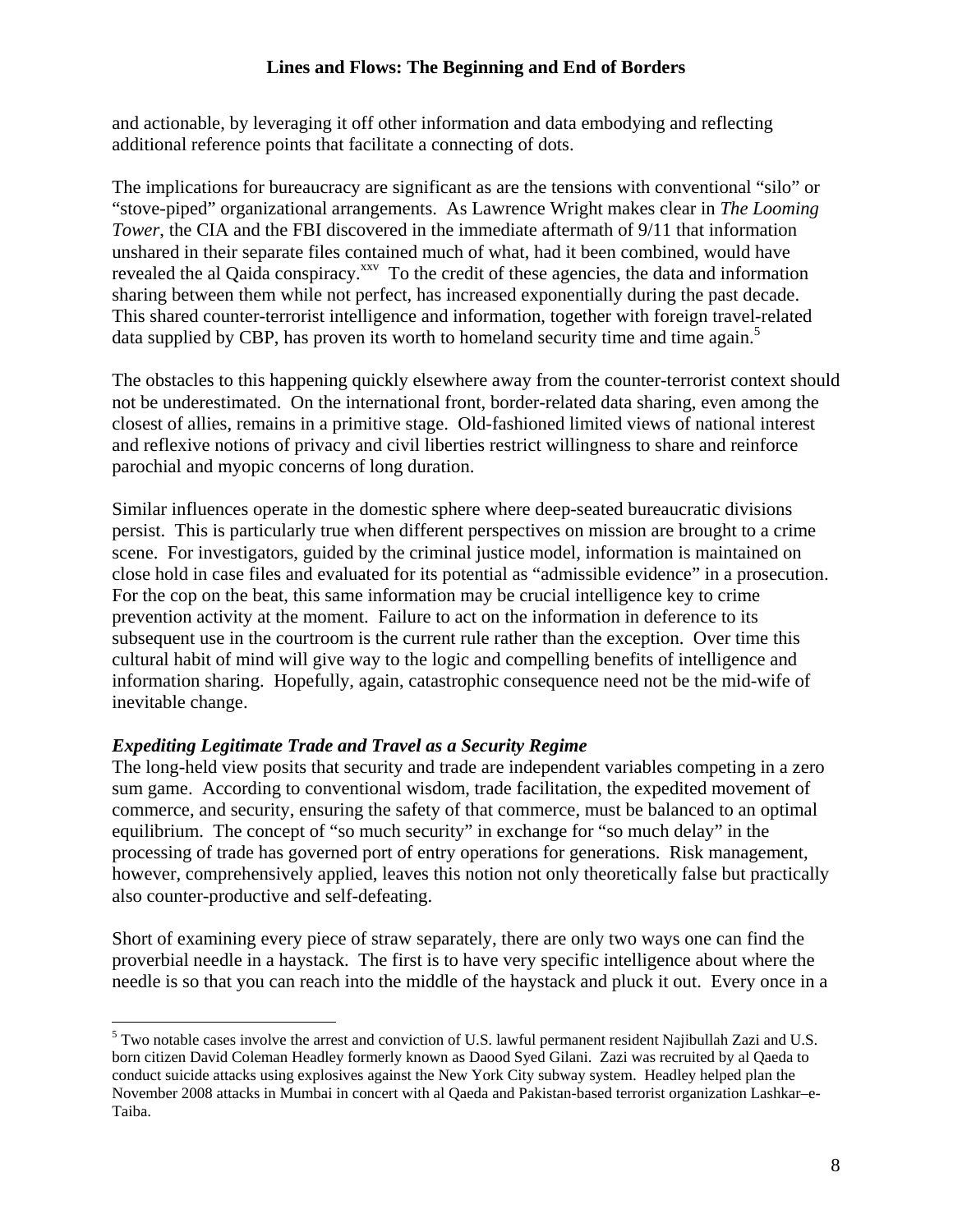and actionable, by leveraging it off other information and data embodying and reflecting additional reference points that facilitate a connecting of dots.

The implications for bureaucracy are significant as are the tensions with conventional "silo" or "stove-piped" organizational arrangements. As Lawrence Wright makes clear in *The Looming Tower*, the CIA and the FBI discovered in the immediate aftermath of 9/11 that information unshared in their separate files contained much of what, had it been combined, would have revealed the al Qaida conspiracy.[xxv] To the credit of these agencies, the data and information sharing between them while not perfect, has increased exponentially during the past decade. This shared counter-terrorist intelligence and information, together with foreign travel-related data supplied by CBP, has proven its worth to homeland security time and time again.[5]

The obstacles to this happening quickly elsewhere away from the counter-terrorist context should not be underestimated. On the international front, border-related data sharing, even among the closest of allies, remains in a primitive stage. Old-fashioned limited views of national interest and reflexive notions of privacy and civil liberties restrict willingness to share and reinforce parochial and myopic concerns of long duration.

Similar influences operate in the domestic sphere where deep-seated bureaucratic divisions persist. This is particularly true when different perspectives on mission are brought to a crime scene. For investigators, guided by the criminal justice model, information is maintained on close hold in case files and evaluated for its potential as "admissible evidence" in a prosecution. For the cop on the beat, this same information may be crucial intelligence key to crime prevention activity at the moment. Failure to act on the information in deference to its subsequent use in the courtroom is the current rule rather than the exception. Over time this cultural habit of mind will give way to the logic and compelling benefits of intelligence and information sharing. Hopefully, again, catastrophic consequence need not be the mid-wife of inevitable change.

### *Expediting Legitimate Trade and Travel as a Security Regime*

The long-held view posits that security and trade are independent variables competing in a zero sum game. According to conventional wisdom, trade facilitation, the expedited movement of commerce, and security, ensuring the safety of that commerce, must be balanced to an optimal equilibrium. The concept of "so much security" in exchange for "so much delay" in the processing of trade has governed port of entry operations for generations. Risk management, however, comprehensively applied, leaves this notion not only theoretically false but practically also counter-productive and self-defeating.

Short of examining every piece of straw separately, there are only two ways one can find the proverbial needle in a haystack. The first is to have very specific intelligence about where the needle is so that you can reach into the middle of the haystack and pluck it out. Every once in a

---

[5] Two notable cases involve the arrest and conviction of U.S. lawful permanent resident Najibullah Zazi and U.S. born citizen David Coleman Headley formerly known as Daood Syed Gilani. Zazi was recruited by al Qaeda to conduct suicide attacks using explosives against the New York City subway system. Headley helped plan the November 2008 attacks in Mumbai in concert with al Qaeda and Pakistan-based terrorist organization Lashkar–e-Taiba.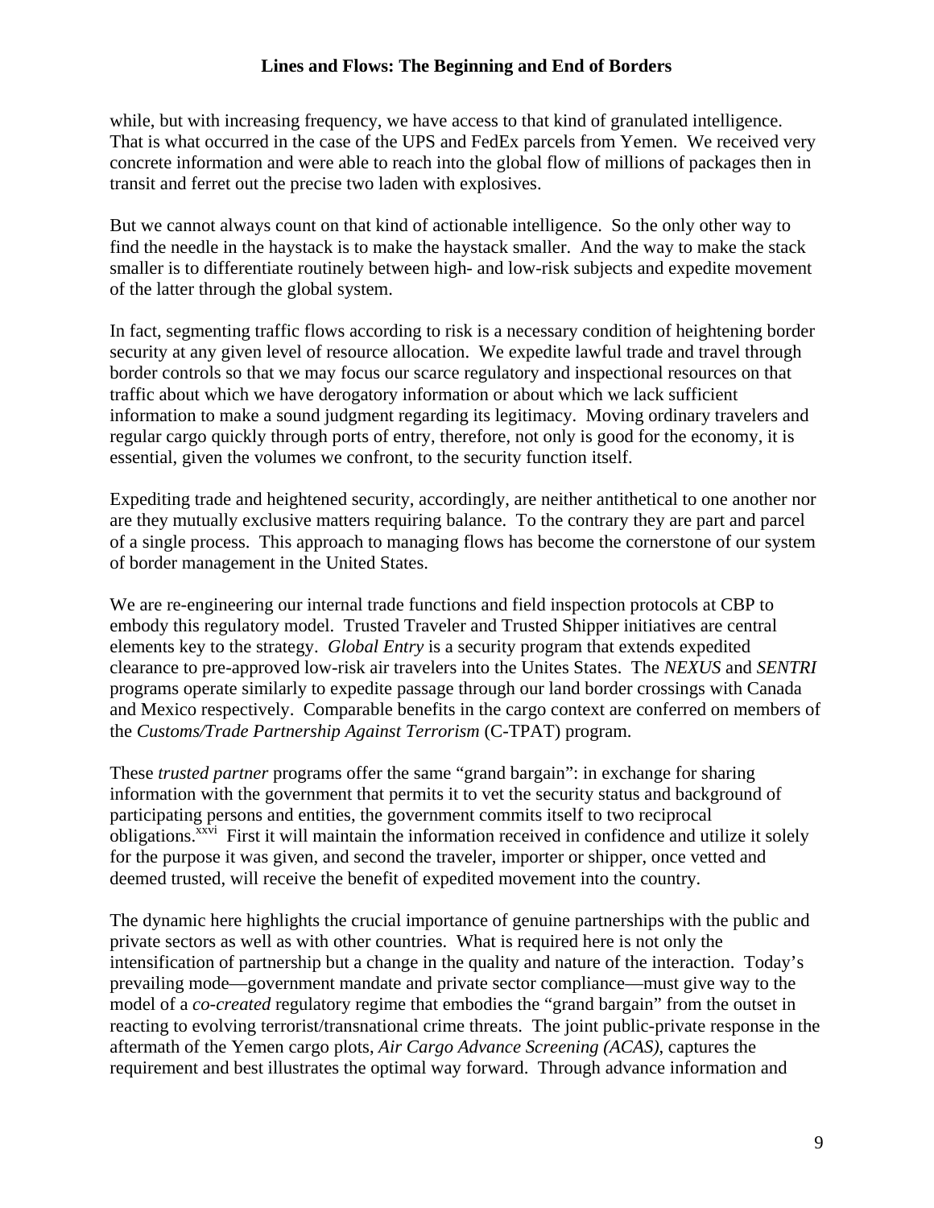while, but with increasing frequency, we have access to that kind of granulated intelligence. That is what occurred in the case of the UPS and FedEx parcels from Yemen. We received very concrete information and were able to reach into the global flow of millions of packages then in transit and ferret out the precise two laden with explosives.

But we cannot always count on that kind of actionable intelligence. So the only other way to find the needle in the haystack is to make the haystack smaller. And the way to make the stack smaller is to differentiate routinely between high- and low-risk subjects and expedite movement of the latter through the global system.

In fact, segmenting traffic flows according to risk is a necessary condition of heightening border security at any given level of resource allocation. We expedite lawful trade and travel through border controls so that we may focus our scarce regulatory and inspectional resources on that traffic about which we have derogatory information or about which we lack sufficient information to make a sound judgment regarding its legitimacy. Moving ordinary travelers and regular cargo quickly through ports of entry, therefore, not only is good for the economy, it is essential, given the volumes we confront, to the security function itself.

Expediting trade and heightened security, accordingly, are neither antithetical to one another nor are they mutually exclusive matters requiring balance. To the contrary they are part and parcel of a single process. This approach to managing flows has become the cornerstone of our system of border management in the United States.

We are re-engineering our internal trade functions and field inspection protocols at CBP to embody this regulatory model. Trusted Traveler and Trusted Shipper initiatives are central elements key to the strategy. *Global Entry* is a security program that extends expedited clearance to pre-approved low-risk air travelers into the Unites States. The *NEXUS* and *SENTRI* programs operate similarly to expedite passage through our land border crossings with Canada and Mexico respectively. Comparable benefits in the cargo context are conferred on members of the *Customs/Trade Partnership Against Terrorism* (C-TPAT) program.

These *trusted partner* programs offer the same "grand bargain": in exchange for sharing information with the government that permits it to vet the security status and background of participating persons and entities, the government commits itself to two reciprocal obligations.[xxvi] First it will maintain the information received in confidence and utilize it solely for the purpose it was given, and second the traveler, importer or shipper, once vetted and deemed trusted, will receive the benefit of expedited movement into the country.

The dynamic here highlights the crucial importance of genuine partnerships with the public and private sectors as well as with other countries. What is required here is not only the intensification of partnership but a change in the quality and nature of the interaction. Today's prevailing mode—government mandate and private sector compliance—must give way to the model of a *co-created* regulatory regime that embodies the "grand bargain" from the outset in reacting to evolving terrorist/transnational crime threats. The joint public-private response in the aftermath of the Yemen cargo plots, *Air Cargo Advance Screening (ACAS)*, captures the requirement and best illustrates the optimal way forward. Through advance information and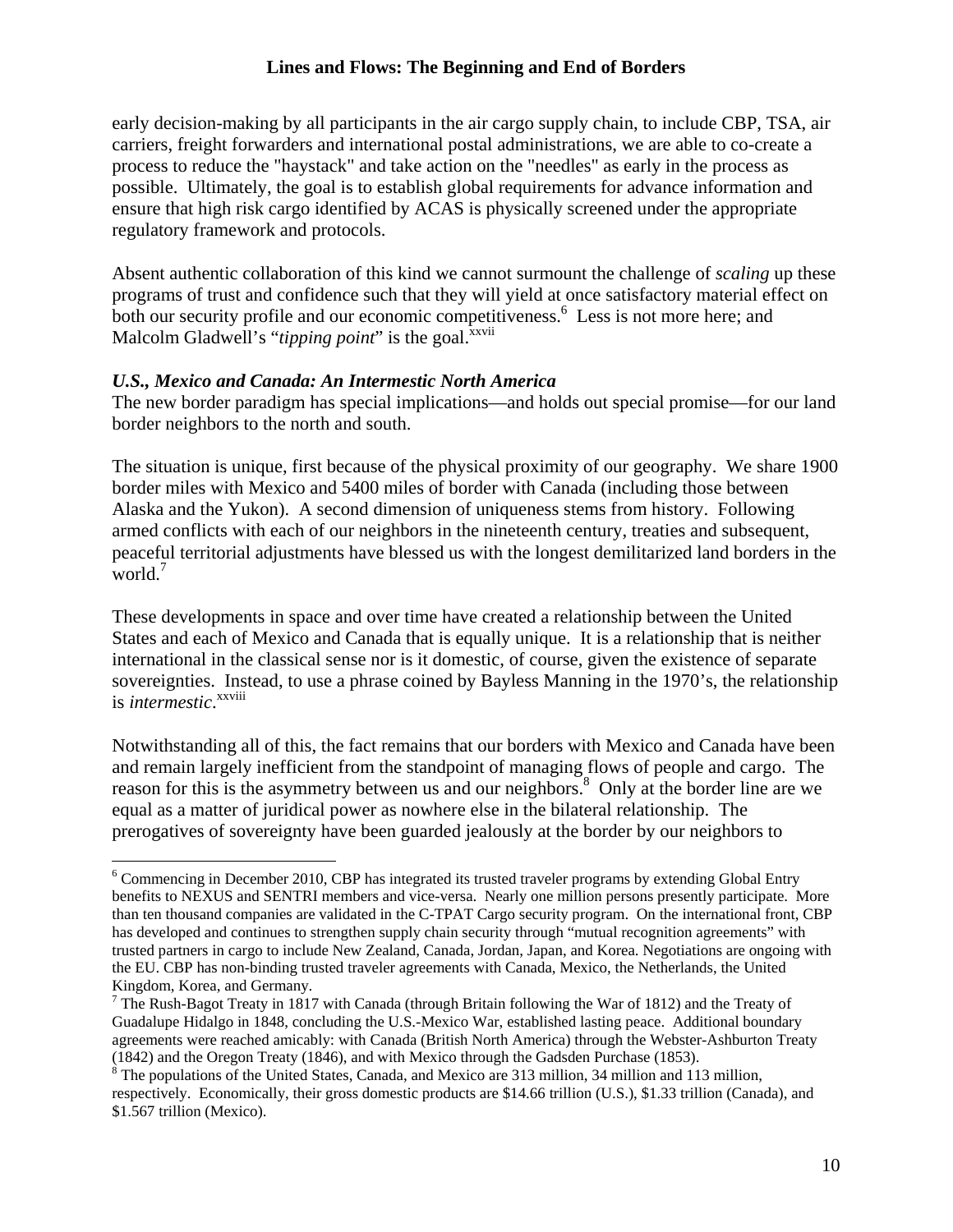early decision-making by all participants in the air cargo supply chain, to include CBP, TSA, air carriers, freight forwarders and international postal administrations, we are able to co-create a process to reduce the "haystack" and take action on the "needles" as early in the process as possible. Ultimately, the goal is to establish global requirements for advance information and ensure that high risk cargo identified by ACAS is physically screened under the appropriate regulatory framework and protocols.

Absent authentic collaboration of this kind we cannot surmount the challenge of *scaling* up these programs of trust and confidence such that they will yield at once satisfactory material effect on both our security profile and our economic competitiveness.[6] Less is not more here; and Malcolm Gladwell's "*tipping point*" is the goal.[xxvii]

### *U.S., Mexico and Canada: An Intermestic North America*

The new border paradigm has special implications—and holds out special promise—for our land border neighbors to the north and south.

The situation is unique, first because of the physical proximity of our geography. We share 1900 border miles with Mexico and 5400 miles of border with Canada (including those between Alaska and the Yukon). A second dimension of uniqueness stems from history. Following armed conflicts with each of our neighbors in the nineteenth century, treaties and subsequent, peaceful territorial adjustments have blessed us with the longest demilitarized land borders in the world.[7]

These developments in space and over time have created a relationship between the United States and each of Mexico and Canada that is equally unique. It is a relationship that is neither international in the classical sense nor is it domestic, of course, given the existence of separate sovereignties. Instead, to use a phrase coined by Bayless Manning in the 1970's, the relationship is *intermestic*.[xxviii]

Notwithstanding all of this, the fact remains that our borders with Mexico and Canada have been and remain largely inefficient from the standpoint of managing flows of people and cargo. The reason for this is the asymmetry between us and our neighbors.[8] Only at the border line are we equal as a matter of juridical power as nowhere else in the bilateral relationship. The prerogatives of sovereignty have been guarded jealously at the border by our neighbors to

---

[6] Commencing in December 2010, CBP has integrated its trusted traveler programs by extending Global Entry benefits to NEXUS and SENTRI members and vice-versa. Nearly one million persons presently participate. More than ten thousand companies are validated in the C-TPAT Cargo security program. On the international front, CBP has developed and continues to strengthen supply chain security through "mutual recognition agreements" with trusted partners in cargo to include New Zealand, Canada, Jordan, Japan, and Korea. Negotiations are ongoing with the EU. CBP has non-binding trusted traveler agreements with Canada, Mexico, the Netherlands, the United Kingdom, Korea, and Germany.

[7] The Rush-Bagot Treaty in 1817 with Canada (through Britain following the War of 1812) and the Treaty of Guadalupe Hidalgo in 1848, concluding the U.S.-Mexico War, established lasting peace. Additional boundary agreements were reached amicably: with Canada (British North America) through the Webster-Ashburton Treaty (1842) and the Oregon Treaty (1846), and with Mexico through the Gadsden Purchase (1853).

[8] The populations of the United States, Canada, and Mexico are 313 million, 34 million and 113 million, respectively. Economically, their gross domestic products are \$14.66 trillion (U.S.), \$1.33 trillion (Canada), and \$1.567 trillion (Mexico).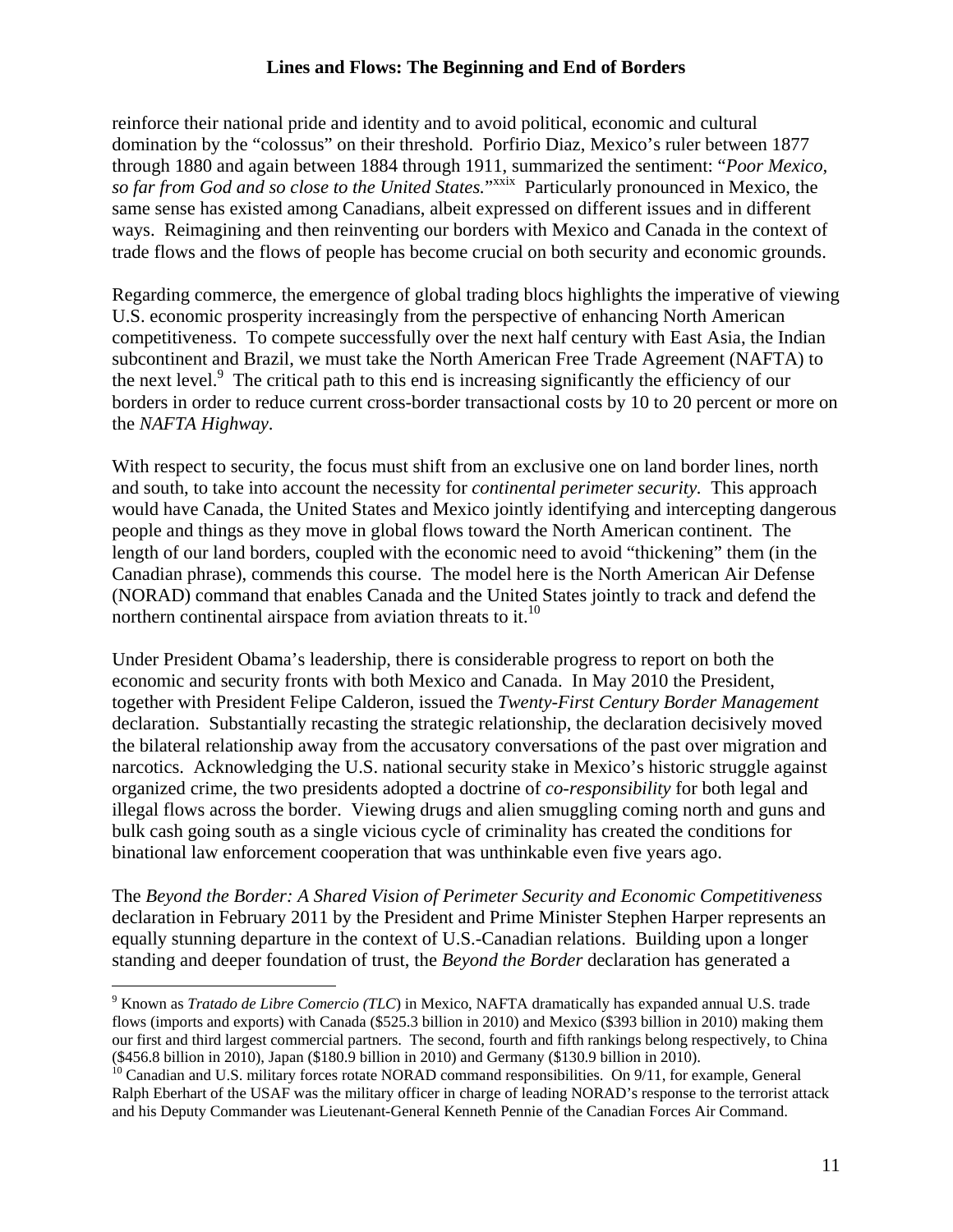reinforce their national pride and identity and to avoid political, economic and cultural domination by the "colossus" on their threshold. Porfirio Diaz, Mexico's ruler between 1877 through 1880 and again between 1884 through 1911, summarized the sentiment: "*Poor Mexico, so far from God and so close to the United States.*"[xxix] Particularly pronounced in Mexico, the same sense has existed among Canadians, albeit expressed on different issues and in different ways. Reimagining and then reinventing our borders with Mexico and Canada in the context of trade flows and the flows of people has become crucial on both security and economic grounds.

Regarding commerce, the emergence of global trading blocs highlights the imperative of viewing U.S. economic prosperity increasingly from the perspective of enhancing North American competitiveness. To compete successfully over the next half century with East Asia, the Indian subcontinent and Brazil, we must take the North American Free Trade Agreement (NAFTA) to the next level.[9] The critical path to this end is increasing significantly the efficiency of our borders in order to reduce current cross-border transactional costs by 10 to 20 percent or more on the *NAFTA Highway*.

With respect to security, the focus must shift from an exclusive one on land border lines, north and south, to take into account the necessity for *continental perimeter security*. This approach would have Canada, the United States and Mexico jointly identifying and intercepting dangerous people and things as they move in global flows toward the North American continent. The length of our land borders, coupled with the economic need to avoid "thickening" them (in the Canadian phrase), commends this course. The model here is the North American Air Defense (NORAD) command that enables Canada and the United States jointly to track and defend the northern continental airspace from aviation threats to it.[10]

Under President Obama's leadership, there is considerable progress to report on both the economic and security fronts with both Mexico and Canada. In May 2010 the President, together with President Felipe Calderon, issued the *Twenty-First Century Border Management* declaration. Substantially recasting the strategic relationship, the declaration decisively moved the bilateral relationship away from the accusatory conversations of the past over migration and narcotics. Acknowledging the U.S. national security stake in Mexico's historic struggle against organized crime, the two presidents adopted a doctrine of *co-responsibility* for both legal and illegal flows across the border. Viewing drugs and alien smuggling coming north and guns and bulk cash going south as a single vicious cycle of criminality has created the conditions for binational law enforcement cooperation that was unthinkable even five years ago.

The *Beyond the Border: A Shared Vision of Perimeter Security and Economic Competitiveness* declaration in February 2011 by the President and Prime Minister Stephen Harper represents an equally stunning departure in the context of U.S.-Canadian relations. Building upon a longer standing and deeper foundation of trust, the *Beyond the Border* declaration has generated a

---

[9] Known as *Tratado de Libre Comercio (TLC*) in Mexico, NAFTA dramatically has expanded annual U.S. trade flows (imports and exports) with Canada ($525.3 billion in 2010) and Mexico ($393 billion in 2010) making them our first and third largest commercial partners. The second, fourth and fifth rankings belong respectively, to China ($456.8 billion in 2010), Japan ($180.9 billion in 2010) and Germany ($130.9 billion in 2010).

[10] Canadian and U.S. military forces rotate NORAD command responsibilities. On 9/11, for example, General Ralph Eberhart of the USAF was the military officer in charge of leading NORAD's response to the terrorist attack and his Deputy Commander was Lieutenant-General Kenneth Pennie of the Canadian Forces Air Command.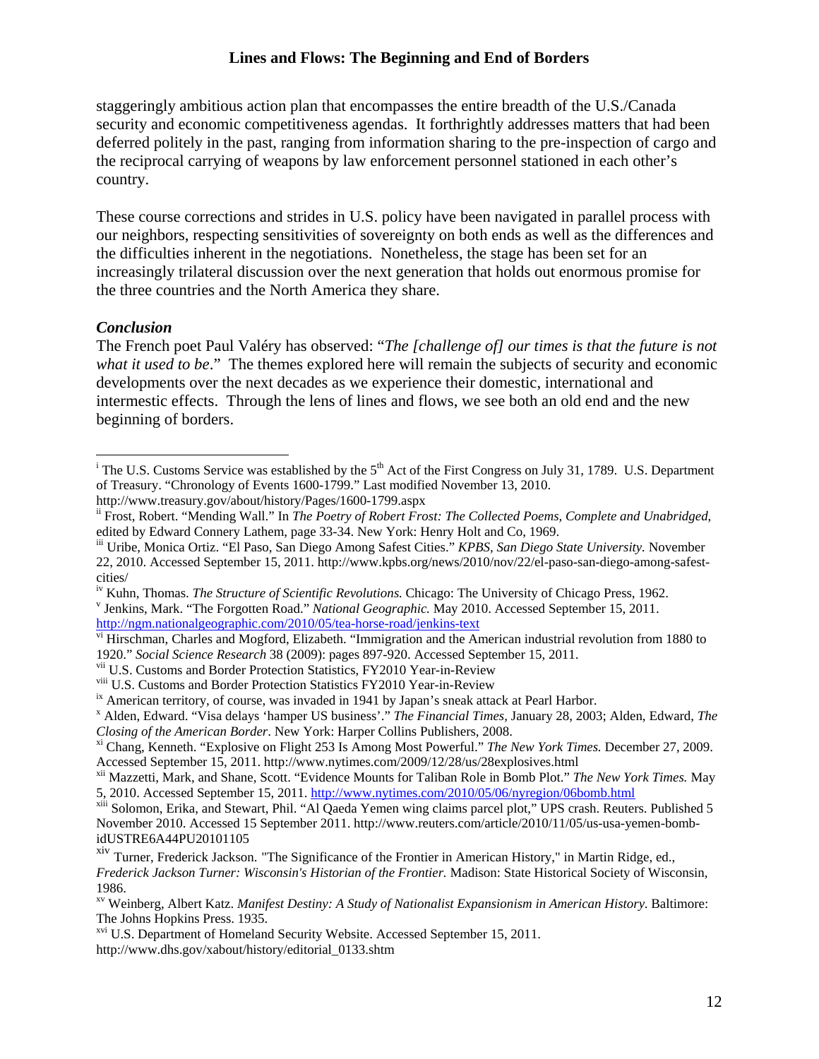staggeringly ambitious action plan that encompasses the entire breadth of the U.S./Canada security and economic competitiveness agendas. It forthrightly addresses matters that had been deferred politely in the past, ranging from information sharing to the pre-inspection of cargo and the reciprocal carrying of weapons by law enforcement personnel stationed in each other's country.

These course corrections and strides in U.S. policy have been navigated in parallel process with our neighbors, respecting sensitivities of sovereignty on both ends as well as the differences and the difficulties inherent in the negotiations. Nonetheless, the stage has been set for an increasingly trilateral discussion over the next generation that holds out enormous promise for the three countries and the North America they share.

### *Conclusion*

The French poet Paul Valéry has observed: "*The [challenge of] our times is that the future is not what it used to be*." The themes explored here will remain the subjects of security and economic developments over the next decades as we experience their domestic, international and intermestic effects. Through the lens of lines and flows, we see both an old end and the new beginning of borders.

---

[i] The U.S. Customs Service was established by the 5th Act of the First Congress on July 31, 1789. U.S. Department of Treasury. "Chronology of Events 1600-1799." Last modified November 13, 2010. http://www.treasury.gov/about/history/Pages/1600-1799.aspx

[ii] Frost, Robert. "Mending Wall." In *The Poetry of Robert Frost: The Collected Poems, Complete and Unabridged,* edited by Edward Connery Lathem, page 33-34. New York: Henry Holt and Co, 1969.

[iii] Uribe, Monica Ortiz. "El Paso, San Diego Among Safest Cities." *KPBS, San Diego State University.* November 22, 2010. Accessed September 15, 2011. http://www.kpbs.org/news/2010/nov/22/el-paso-san-diego-among-safest-cities/

[iv] Kuhn, Thomas. *The Structure of Scientific Revolutions.* Chicago: The University of Chicago Press, 1962.

[v] Jenkins, Mark. "The Forgotten Road." *National Geographic.* May 2010. Accessed September 15, 2011. http://ngm.nationalgeographic.com/2010/05/tea-horse-road/jenkins-text

[vi] Hirschman, Charles and Mogford, Elizabeth. "Immigration and the American industrial revolution from 1880 to 1920." *Social Science Research* 38 (2009): pages 897-920. Accessed September 15, 2011.

[vii] U.S. Customs and Border Protection Statistics, FY2010 Year-in-Review

[viii] U.S. Customs and Border Protection Statistics FY2010 Year-in-Review

[ix] American territory, of course, was invaded in 1941 by Japan's sneak attack at Pearl Harbor.

[x] Alden, Edward. "Visa delays 'hamper US business'." *The Financial Times,* January 28, 2003; Alden, Edward, *The Closing of the American Border*. New York: Harper Collins Publishers, 2008.

[xi] Chang, Kenneth. "Explosive on Flight 253 Is Among Most Powerful." *The New York Times.* December 27, 2009. Accessed September 15, 2011. http://www.nytimes.com/2009/12/28/us/28explosives.html

[xii] Mazzetti, Mark, and Shane, Scott. "Evidence Mounts for Taliban Role in Bomb Plot." *The New York Times.* May 5, 2010. Accessed September 15, 2011. http://www.nytimes.com/2010/05/06/nyregion/06bomb.html

[xiii] Solomon, Erika, and Stewart, Phil. "Al Qaeda Yemen wing claims parcel plot," UPS crash. Reuters. Published 5 November 2010. Accessed 15 September 2011. http://www.reuters.com/article/2010/11/05/us-usa-yemen-bomb-idUSTRE6A44PU20101105

[xiv] Turner, Frederick Jackson. "The Significance of the Frontier in American History," in Martin Ridge, ed., *Frederick Jackson Turner: Wisconsin's Historian of the Frontier.* Madison: State Historical Society of Wisconsin, 1986.

[xv] Weinberg, Albert Katz. *Manifest Destiny: A Study of Nationalist Expansionism in American History.* Baltimore: The Johns Hopkins Press. 1935.

[xvi] U.S. Department of Homeland Security Website. Accessed September 15, 2011. http://www.dhs.gov/xabout/history/editorial_0133.shtm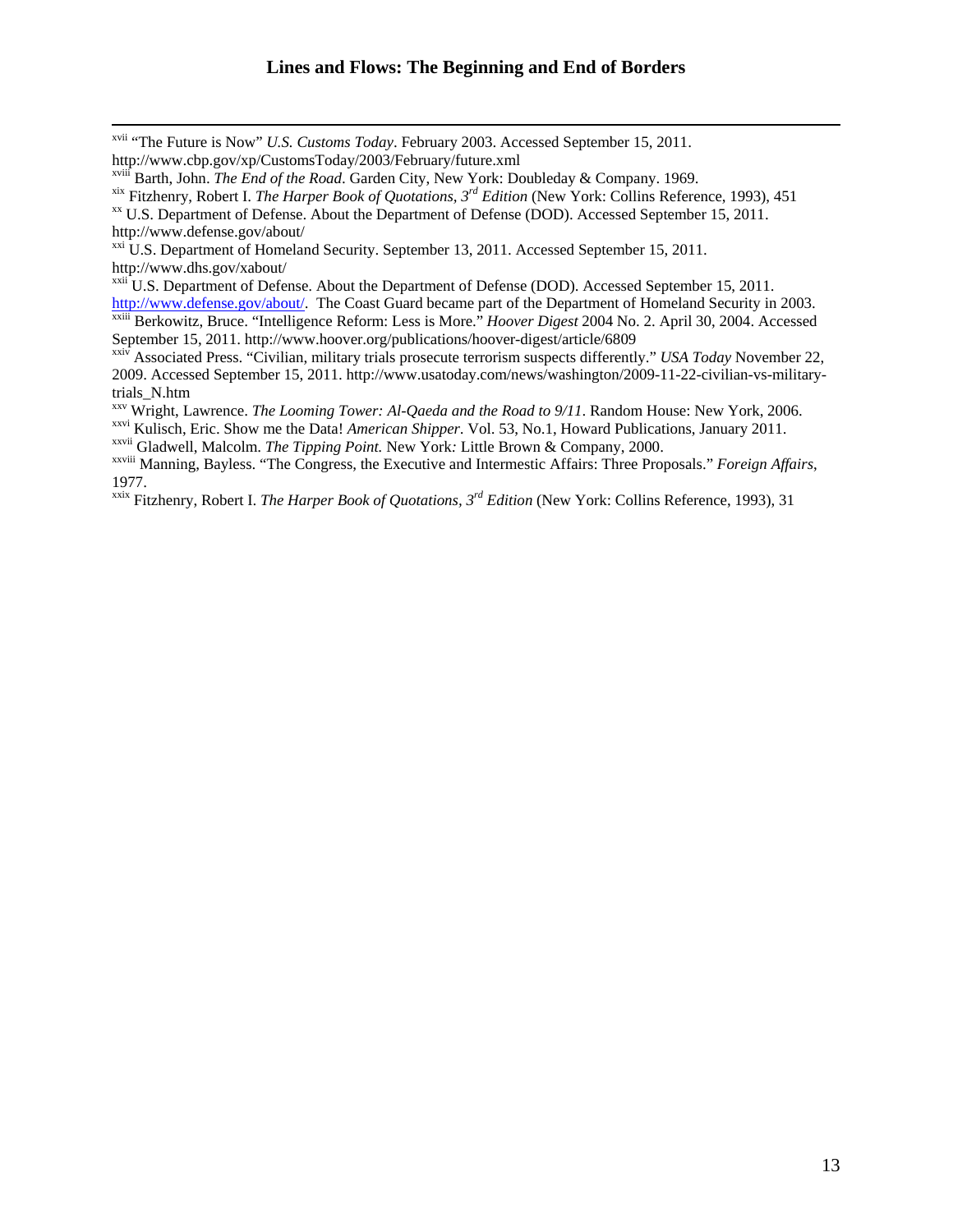[xvii] "The Future is Now" *U.S. Customs Today*. February 2003. Accessed September 15, 2011. http://www.cbp.gov/xp/CustomsToday/2003/February/future.xml

[xviii] Barth, John. *The End of the Road*. Garden City, New York: Doubleday & Company. 1969.

[xix] Fitzhenry, Robert I. *The Harper Book of Quotations, 3rd Edition* (New York: Collins Reference, 1993), 451

[xx] U.S. Department of Defense. About the Department of Defense (DOD). Accessed September 15, 2011. http://www.defense.gov/about/

[xxi] U.S. Department of Homeland Security. September 13, 2011. Accessed September 15, 2011. http://www.dhs.gov/xabout/

[xxii] U.S. Department of Defense. About the Department of Defense (DOD). Accessed September 15, 2011. http://www.defense.gov/about/. The Coast Guard became part of the Department of Homeland Security in 2003.

[xxiii] Berkowitz, Bruce. "Intelligence Reform: Less is More." *Hoover Digest* 2004 No. 2. April 30, 2004. Accessed September 15, 2011. http://www.hoover.org/publications/hoover-digest/article/6809

[xxiv] Associated Press. "Civilian, military trials prosecute terrorism suspects differently." *USA Today* November 22, 2009. Accessed September 15, 2011. http://www.usatoday.com/news/washington/2009-11-22-civilian-vs-military-trials_N.htm

[xxv] Wright, Lawrence. *The Looming Tower: Al-Qaeda and the Road to 9/11*. Random House: New York, 2006.

[xxvi] Kulisch, Eric. Show me the Data! *American Shipper*. Vol. 53, No.1, Howard Publications, January 2011.

[xxvii] Gladwell, Malcolm. *The Tipping Point.* New York: Little Brown & Company, 2000.

[xxviii] Manning, Bayless. "The Congress, the Executive and Intermestic Affairs: Three Proposals." *Foreign Affairs*, 1977.

[xxix] Fitzhenry, Robert I. *The Harper Book of Quotations, 3rd Edition* (New York: Collins Reference, 1993), 31